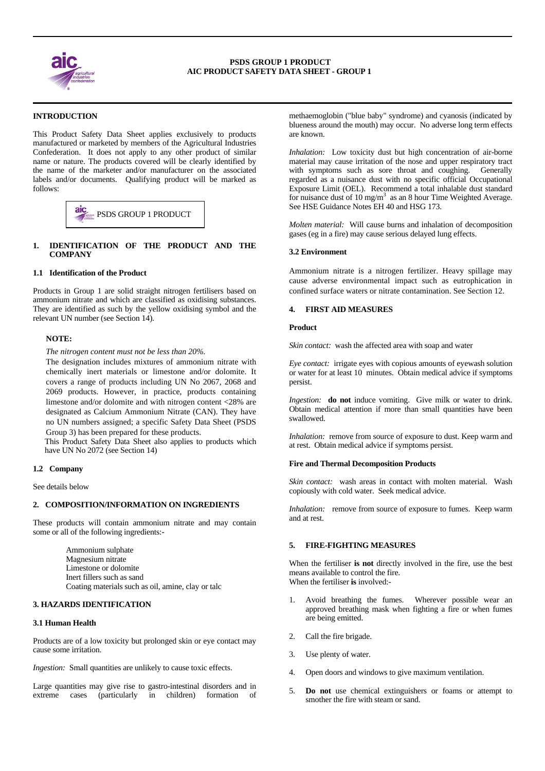**PSDS GROUP 1 PRODUCT**
**AIC PRODUCT SAFETY DATA SHEET - GROUP 1**

## INTRODUCTION

This Product Safety Data Sheet applies exclusively to products manufactured or marketed by members of the Agricultural Industries Confederation. It does not apply to any other product of similar name or nature. The products covered will be clearly identified by the name of the marketer and/or manufacturer on the associated labels and/or documents. Qualifying product will be marked as follows:

PSDS GROUP 1 PRODUCT

## 1. IDENTIFICATION OF THE PRODUCT AND THE COMPANY

### 1.1 Identification of the Product

Products in Group 1 are solid straight nitrogen fertilisers based on ammonium nitrate and which are classified as oxidising substances. They are identified as such by the yellow oxidising symbol and the relevant UN number (see Section 14).

**NOTE:**

*The nitrogen content must not be less than 20%.*

The designation includes mixtures of ammonium nitrate with chemically inert materials or limestone and/or dolomite. It covers a range of products including UN No 2067, 2068 and 2069 products. However, in practice, products containing limestone and/or dolomite and with nitrogen content <28% are designated as Calcium Ammonium Nitrate (CAN). They have no UN numbers assigned; a specific Safety Data Sheet (PSDS Group 3) has been prepared for these products.

This Product Safety Data Sheet also applies to products which have UN No 2072 (see Section 14)

### 1.2 Company

See details below

## 2. COMPOSITION/INFORMATION ON INGREDIENTS

These products will contain ammonium nitrate and may contain some or all of the following ingredients:-

- Ammonium sulphate
- Magnesium nitrate
- Limestone or dolomite
- Inert fillers such as sand
- Coating materials such as oil, amine, clay or talc

## 3. HAZARDS IDENTIFICATION

### 3.1 Human Health

Products are of a low toxicity but prolonged skin or eye contact may cause some irritation.

*Ingestion:* Small quantities are unlikely to cause toxic effects.

Large quantities may give rise to gastro-intestinal disorders and in extreme cases (particularly in children) formation of methaemoglobin ("blue baby" syndrome) and cyanosis (indicated by blueness around the mouth) may occur. No adverse long term effects are known.

*Inhalation:* Low toxicity dust but high concentration of air-borne material may cause irritation of the nose and upper respiratory tract with symptoms such as sore throat and coughing. Generally regarded as a nuisance dust with no specific official Occupational Exposure Limit (OEL). Recommend a total inhalable dust standard for nuisance dust of 10 $mg/m^3$ as an 8 hour Time Weighted Average. See HSE Guidance Notes EH 40 and HSG 173.

*Molten material:* Will cause burns and inhalation of decomposition gases (eg in a fire) may cause serious delayed lung effects.

### 3.2 Environment

Ammonium nitrate is a nitrogen fertilizer. Heavy spillage may cause adverse environmental impact such as eutrophication in confined surface waters or nitrate contamination. See Section 12.

## 4. FIRST AID MEASURES

**Product**

*Skin contact:* wash the affected area with soap and water

*Eye contact:* irrigate eyes with copious amounts of eyewash solution or water for at least 10 minutes. Obtain medical advice if symptoms persist.

*Ingestion:* **do not** induce vomiting. Give milk or water to drink. Obtain medical attention if more than small quantities have been swallowed.

*Inhalation:* remove from source of exposure to dust. Keep warm and at rest. Obtain medical advice if symptoms persist.

**Fire and Thermal Decomposition Products**

*Skin contact:* wash areas in contact with molten material. Wash copiously with cold water. Seek medical advice.

*Inhalation:* remove from source of exposure to fumes. Keep warm and at rest.

## 5. FIRE-FIGHTING MEASURES

When the fertiliser **is not** directly involved in the fire, use the best means available to control the fire.
When the fertiliser **is** involved:-

1. Avoid breathing the fumes. Wherever possible wear an approved breathing mask when fighting a fire or when fumes are being emitted.
2. Call the fire brigade.
3. Use plenty of water.
4. Open doors and windows to give maximum ventilation.
5. **Do not** use chemical extinguishers or foams or attempt to smother the fire with steam or sand.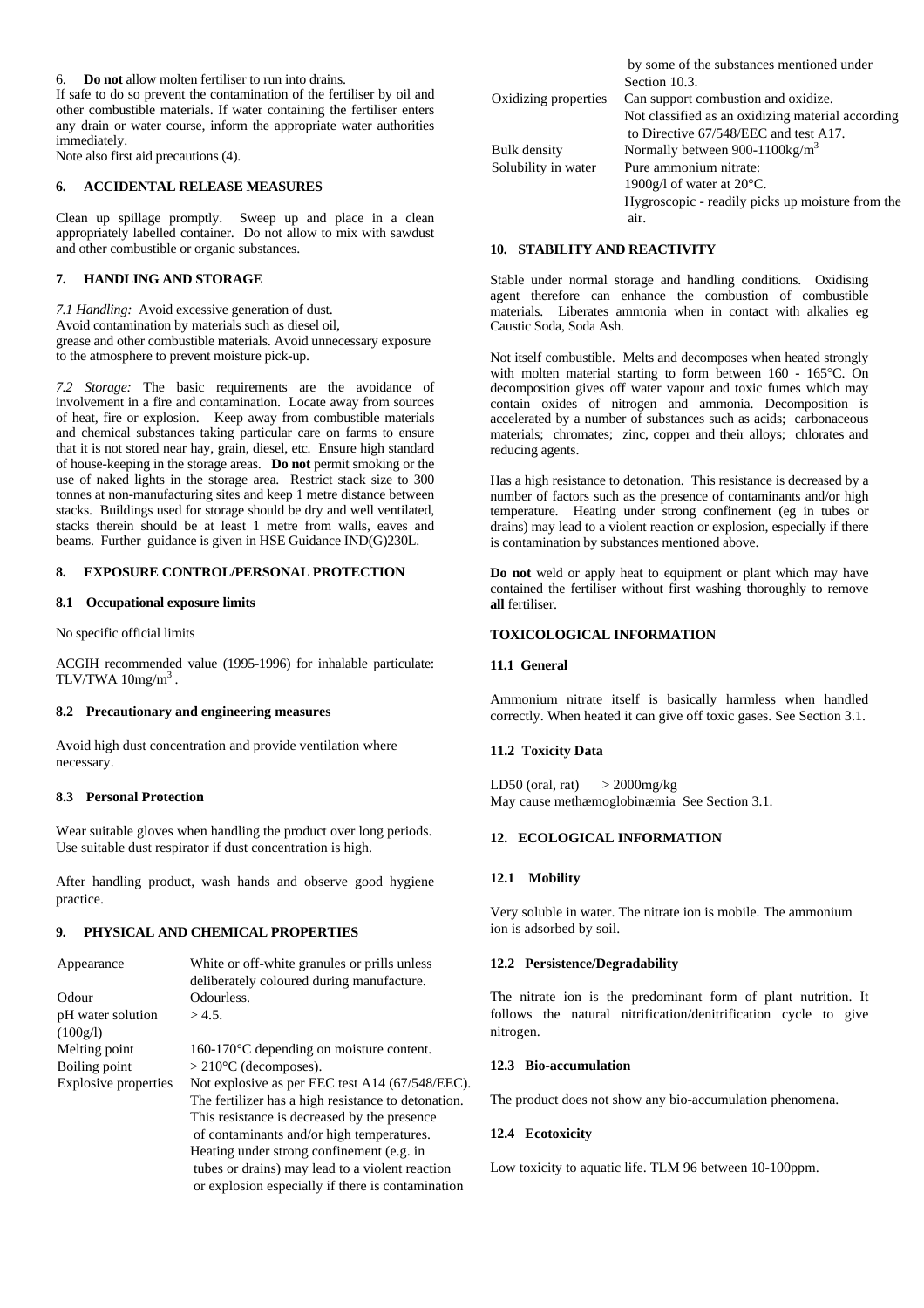6. **Do not** allow molten fertiliser to run into drains.

If safe to do so prevent the contamination of the fertiliser by oil and other combustible materials. If water containing the fertiliser enters any drain or water course, inform the appropriate water authorities immediately.

Note also first aid precautions (4).

## 6. ACCIDENTAL RELEASE MEASURES

Clean up spillage promptly. Sweep up and place in a clean appropriately labelled container. Do not allow to mix with sawdust and other combustible or organic substances.

## 7. HANDLING AND STORAGE

*7.1 Handling:* Avoid excessive generation of dust.
Avoid contamination by materials such as diesel oil, grease and other combustible materials. Avoid unnecessary exposure to the atmosphere to prevent moisture pick-up.

*7.2 Storage:* The basic requirements are the avoidance of involvement in a fire and contamination. Locate away from sources of heat, fire or explosion. Keep away from combustible materials and chemical substances taking particular care on farms to ensure that it is not stored near hay, grain, diesel, etc. Ensure high standard of house-keeping in the storage areas. **Do not** permit smoking or the use of naked lights in the storage area. Restrict stack size to 300 tonnes at non-manufacturing sites and keep 1 metre distance between stacks. Buildings used for storage should be dry and well ventilated, stacks therein should be at least 1 metre from walls, eaves and beams. Further guidance is given in HSE Guidance IND(G)230L.

## 8. EXPOSURE CONTROL/PERSONAL PROTECTION

### 8.1 Occupational exposure limits

No specific official limits

ACGIH recommended value (1995-1996) for inhalable particulate: TLV/TWA $10mg/m^3$.

### 8.2 Precautionary and engineering measures

Avoid high dust concentration and provide ventilation where necessary.

### 8.3 Personal Protection

Wear suitable gloves when handling the product over long periods. Use suitable dust respirator if dust concentration is high.

After handling product, wash hands and observe good hygiene practice.

## 9. PHYSICAL AND CHEMICAL PROPERTIES

| | |
|---|---|
| Appearance | White or off-white granules or prills unless deliberately coloured during manufacture. |
| Odour | Odourless. |
| pH water solution (100g/l) | > 4.5. |
| Melting point | 160-170°C depending on moisture content. |
| Boiling point | > 210°C (decomposes). |
| Explosive properties | Not explosive as per EEC test A14 (67/548/EEC). The fertilizer has a high resistance to detonation. This resistance is decreased by the presence of contaminants and/or high temperatures. Heating under strong confinement (e.g. in tubes or drains) may lead to a violent reaction or explosion especially if there is contamination by some of the substances mentioned under Section 10.3. |
| Oxidizing properties | Can support combustion and oxidize. Not classified as an oxidizing material according to Directive 67/548/EEC and test A17. |
| Bulk density | Normally between 900-1100kg/m$^3$ |
| Solubility in water | Pure ammonium nitrate: 1900g/l of water at 20°C. Hygroscopic - readily picks up moisture from the air. |

## 10. STABILITY AND REACTIVITY

Stable under normal storage and handling conditions. Oxidising agent therefore can enhance the combustion of combustible materials. Liberates ammonia when in contact with alkalies eg Caustic Soda, Soda Ash.

Not itself combustible. Melts and decomposes when heated strongly with molten material starting to form between 160 - 165°C. On decomposition gives off water vapour and toxic fumes which may contain oxides of nitrogen and ammonia. Decomposition is accelerated by a number of substances such as acids; carbonaceous materials; chromates; zinc, copper and their alloys; chlorates and reducing agents.

Has a high resistance to detonation. This resistance is decreased by a number of factors such as the presence of contaminants and/or high temperature. Heating under strong confinement (eg in tubes or drains) may lead to a violent reaction or explosion, especially if there is contamination by substances mentioned above.

**Do not** weld or apply heat to equipment or plant which may have contained the fertiliser without first washing thoroughly to remove **all** fertiliser.

## TOXICOLOGICAL INFORMATION

### 11.1 General

Ammonium nitrate itself is basically harmless when handled correctly. When heated it can give off toxic gases. See Section 3.1.

### 11.2 Toxicity Data

LD50 (oral, rat) > 2000mg/kg
May cause methæmoglobinæmia See Section 3.1.

## 12. ECOLOGICAL INFORMATION

### 12.1 Mobility

Very soluble in water. The nitrate ion is mobile. The ammonium ion is adsorbed by soil.

### 12.2 Persistence/Degradability

The nitrate ion is the predominant form of plant nutrition. It follows the natural nitrification/denitrification cycle to give nitrogen.

### 12.3 Bio-accumulation

The product does not show any bio-accumulation phenomena.

### 12.4 Ecotoxicity

Low toxicity to aquatic life. TLM 96 between 10-100ppm.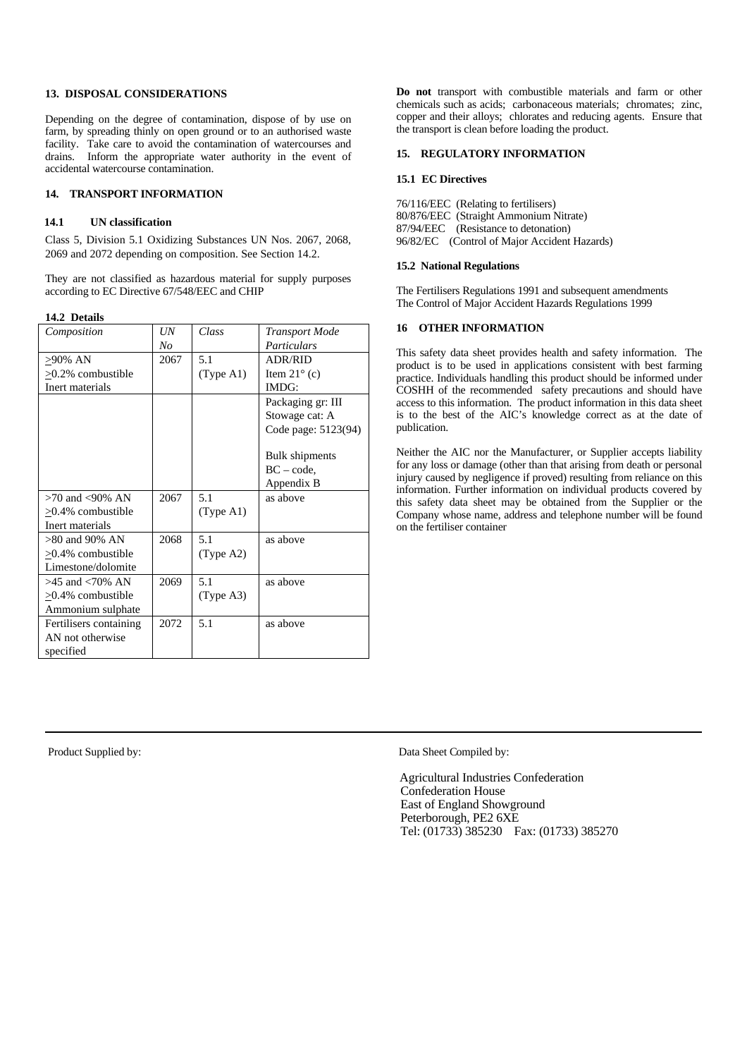## 13. DISPOSAL CONSIDERATIONS

Depending on the degree of contamination, dispose of by use on farm, by spreading thinly on open ground or to an authorised waste facility. Take care to avoid the contamination of watercourses and drains. Inform the appropriate water authority in the event of accidental watercourse contamination.

## 14. TRANSPORT INFORMATION

### 14.1 UN classification

Class 5, Division 5.1 Oxidizing Substances UN Nos. 2067, 2068, 2069 and 2072 depending on composition. See Section 14.2.

They are not classified as hazardous material for supply purposes according to EC Directive 67/548/EEC and CHIP

### 14.2 Details

| *Composition* | *UN No* | *Class* | *Transport Mode Particulars* |
|---|---|---|---|
| ≥90% AN<br>≥0.2% combustible<br>Inert materials | 2067 | 5.1<br>(Type A1) | ADR/RID<br>Item 21° (c)<br>IMDG: |
| | | | Packaging gr: III<br>Stowage cat: A<br>Code page: 5123(94)<br><br>Bulk shipments<br>BC – code,<br>Appendix B |
| >70 and <90% AN<br>≥0.4% combustible<br>Inert materials | 2067 | 5.1<br>(Type A1) | as above |
| >80 and 90% AN<br>≥0.4% combustible<br>Limestone/dolomite | 2068 | 5.1<br>(Type A2) | as above |
| >45 and <70% AN<br>≥0.4% combustible<br>Ammonium sulphate | 2069 | 5.1<br>(Type A3) | as above |
| Fertilisers containing AN not otherwise specified | 2072 | 5.1 | as above |

**Do not** transport with combustible materials and farm or other chemicals such as acids; carbonaceous materials; chromates; zinc, copper and their alloys; chlorates and reducing agents. Ensure that the transport is clean before loading the product.

## 15. REGULATORY INFORMATION

### 15.1 EC Directives

76/116/EEC (Relating to fertilisers)
80/876/EEC (Straight Ammonium Nitrate)
87/94/EEC (Resistance to detonation)
96/82/EC (Control of Major Accident Hazards)

### 15.2 National Regulations

The Fertilisers Regulations 1991 and subsequent amendments
The Control of Major Accident Hazards Regulations 1999

## 16 OTHER INFORMATION

This safety data sheet provides health and safety information. The product is to be used in applications consistent with best farming practice. Individuals handling this product should be informed under COSHH of the recommended safety precautions and should have access to this information. The product information in this data sheet is to the best of the AIC's knowledge correct as at the date of publication.

Neither the AIC nor the Manufacturer, or Supplier accepts liability for any loss or damage (other than that arising from death or personal injury caused by negligence if proved) resulting from reliance on this information. Further information on individual products covered by this safety data sheet may be obtained from the Supplier or the Company whose name, address and telephone number will be found on the fertiliser container

---

Product Supplied by:

Data Sheet Compiled by:

Agricultural Industries Confederation
Confederation House
East of England Showground
Peterborough, PE2 6XE
Tel: (01733) 385230 Fax: (01733) 385270